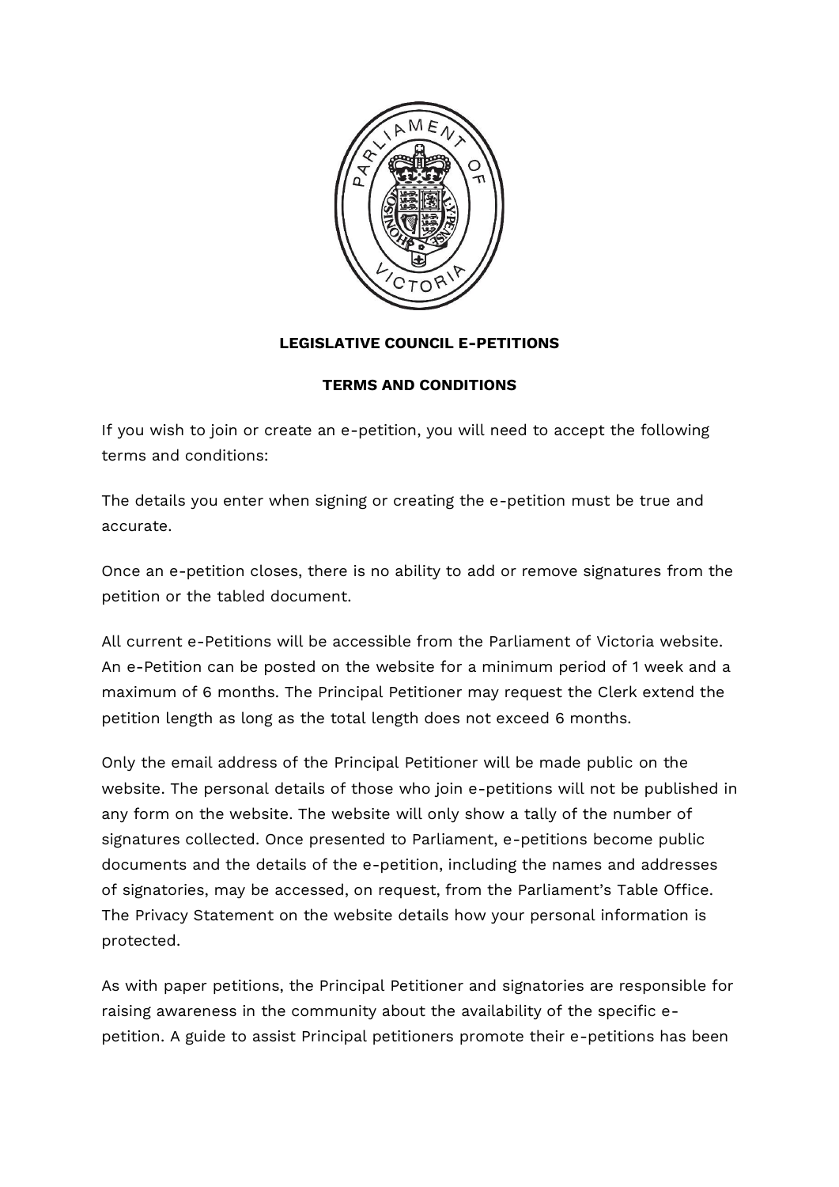# LEGISLATIVE COUNCIL E-PETITIONS

## TERMS AND CONDITIONS

If you wish to join or create an e-petition, you will need to accept the following terms and conditions:

The details you enter when signing or creating the e-petition must be true and accurate.

Once an e-petition closes, there is no ability to add or remove signatures from the petition or the tabled document.

All current e-Petitions will be accessible from the Parliament of Victoria website. An e-Petition can be posted on the website for a minimum period of 1 week and a maximum of 6 months. The Principal Petitioner may request the Clerk extend the petition length as long as the total length does not exceed 6 months.

Only the email address of the Principal Petitioner will be made public on the website. The personal details of those who join e-petitions will not be published in any form on the website. The website will only show a tally of the number of signatures collected. Once presented to Parliament, e-petitions become public documents and the details of the e-petition, including the names and addresses of signatories, may be accessed, on request, from the Parliament's Table Office. The Privacy Statement on the website details how your personal information is protected.

As with paper petitions, the Principal Petitioner and signatories are responsible for raising awareness in the community about the availability of the specific e-petition. A guide to assist Principal petitioners promote their e-petitions has been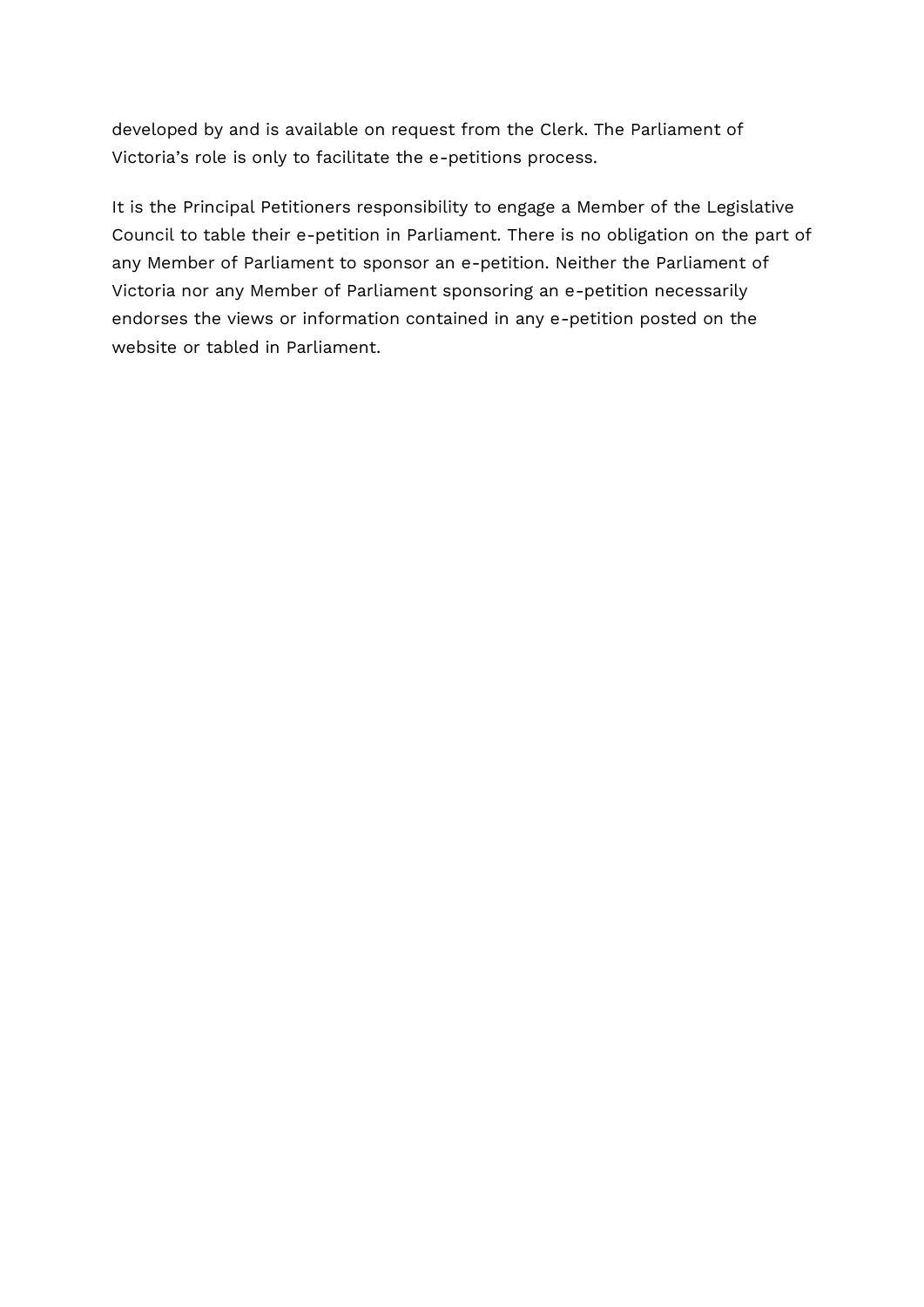developed by and is available on request from the Clerk. The Parliament of Victoria's role is only to facilitate the e-petitions process.

It is the Principal Petitioners responsibility to engage a Member of the Legislative Council to table their e-petition in Parliament. There is no obligation on the part of any Member of Parliament to sponsor an e-petition. Neither the Parliament of Victoria nor any Member of Parliament sponsoring an e-petition necessarily endorses the views or information contained in any e-petition posted on the website or tabled in Parliament.